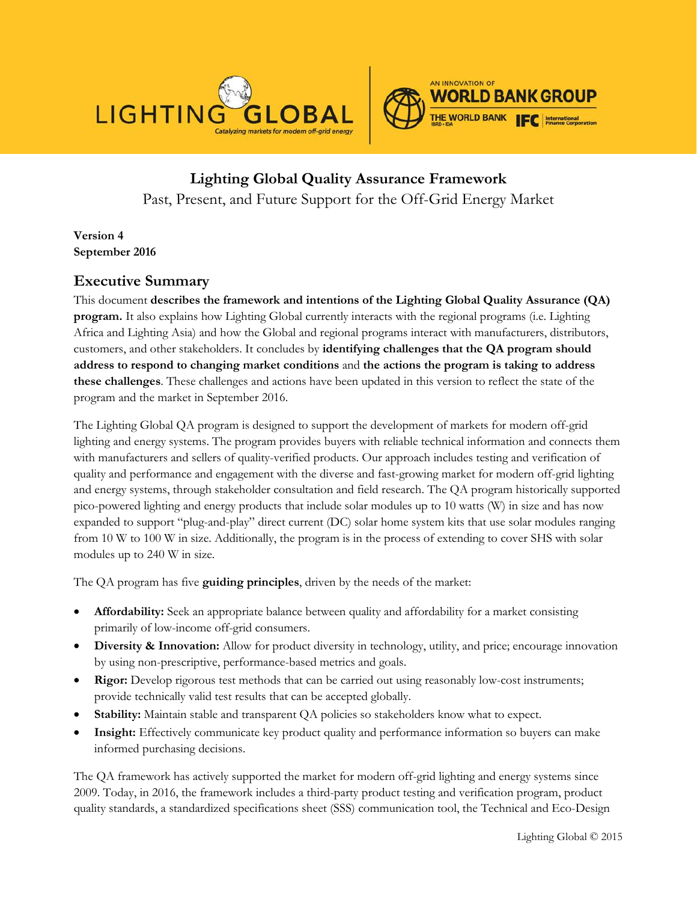# Lighting Global Quality Assurance Framework

Past, Present, and Future Support for the Off-Grid Energy Market

**Version 4**
**September 2016**

## Executive Summary

This document **describes the framework and intentions of the Lighting Global Quality Assurance (QA) program.** It also explains how Lighting Global currently interacts with the regional programs (i.e. Lighting Africa and Lighting Asia) and how the Global and regional programs interact with manufacturers, distributors, customers, and other stakeholders. It concludes by **identifying challenges that the QA program should address to respond to changing market conditions** and **the actions the program is taking to address these challenges**. These challenges and actions have been updated in this version to reflect the state of the program and the market in September 2016.

The Lighting Global QA program is designed to support the development of markets for modern off-grid lighting and energy systems. The program provides buyers with reliable technical information and connects them with manufacturers and sellers of quality-verified products. Our approach includes testing and verification of quality and performance and engagement with the diverse and fast-growing market for modern off-grid lighting and energy systems, through stakeholder consultation and field research. The QA program historically supported pico-powered lighting and energy products that include solar modules up to 10 watts (W) in size and has now expanded to support "plug-and-play" direct current (DC) solar home system kits that use solar modules ranging from 10 W to 100 W in size. Additionally, the program is in the process of extending to cover SHS with solar modules up to 240 W in size.

The QA program has five **guiding principles**, driven by the needs of the market:

- **Affordability:** Seek an appropriate balance between quality and affordability for a market consisting primarily of low-income off-grid consumers.
- **Diversity & Innovation:** Allow for product diversity in technology, utility, and price; encourage innovation by using non-prescriptive, performance-based metrics and goals.
- **Rigor:** Develop rigorous test methods that can be carried out using reasonably low-cost instruments; provide technically valid test results that can be accepted globally.
- **Stability:** Maintain stable and transparent QA policies so stakeholders know what to expect.
- **Insight:** Effectively communicate key product quality and performance information so buyers can make informed purchasing decisions.

The QA framework has actively supported the market for modern off-grid lighting and energy systems since 2009. Today, in 2016, the framework includes a third-party product testing and verification program, product quality standards, a standardized specifications sheet (SSS) communication tool, the Technical and Eco-Design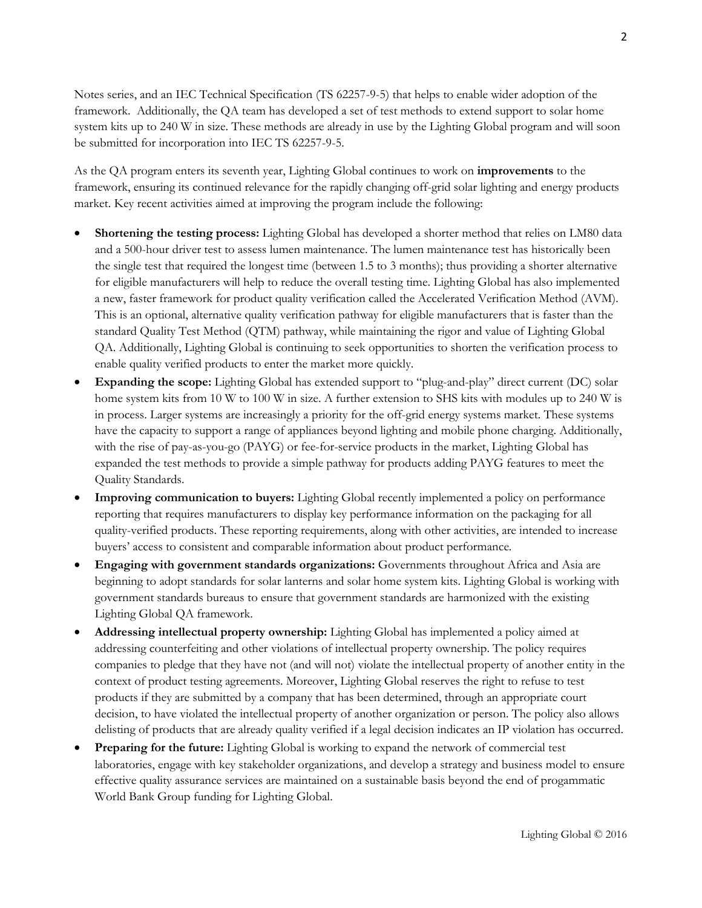Notes series, and an IEC Technical Specification (TS 62257-9-5) that helps to enable wider adoption of the framework. Additionally, the QA team has developed a set of test methods to extend support to solar home system kits up to 240 W in size. These methods are already in use by the Lighting Global program and will soon be submitted for incorporation into IEC TS 62257-9-5.

As the QA program enters its seventh year, Lighting Global continues to work on **improvements** to the framework, ensuring its continued relevance for the rapidly changing off-grid solar lighting and energy products market. Key recent activities aimed at improving the program include the following:

- **Shortening the testing process:** Lighting Global has developed a shorter method that relies on LM80 data and a 500-hour driver test to assess lumen maintenance. The lumen maintenance test has historically been the single test that required the longest time (between 1.5 to 3 months); thus providing a shorter alternative for eligible manufacturers will help to reduce the overall testing time. Lighting Global has also implemented a new, faster framework for product quality verification called the Accelerated Verification Method (AVM). This is an optional, alternative quality verification pathway for eligible manufacturers that is faster than the standard Quality Test Method (QTM) pathway, while maintaining the rigor and value of Lighting Global QA. Additionally, Lighting Global is continuing to seek opportunities to shorten the verification process to enable quality verified products to enter the market more quickly.
- **Expanding the scope:** Lighting Global has extended support to "plug-and-play" direct current (DC) solar home system kits from 10 W to 100 W in size. A further extension to SHS kits with modules up to 240 W is in process. Larger systems are increasingly a priority for the off-grid energy systems market. These systems have the capacity to support a range of appliances beyond lighting and mobile phone charging. Additionally, with the rise of pay-as-you-go (PAYG) or fee-for-service products in the market, Lighting Global has expanded the test methods to provide a simple pathway for products adding PAYG features to meet the Quality Standards.
- **Improving communication to buyers:** Lighting Global recently implemented a policy on performance reporting that requires manufacturers to display key performance information on the packaging for all quality-verified products. These reporting requirements, along with other activities, are intended to increase buyers' access to consistent and comparable information about product performance.
- **Engaging with government standards organizations:** Governments throughout Africa and Asia are beginning to adopt standards for solar lanterns and solar home system kits. Lighting Global is working with government standards bureaus to ensure that government standards are harmonized with the existing Lighting Global QA framework.
- **Addressing intellectual property ownership:** Lighting Global has implemented a policy aimed at addressing counterfeiting and other violations of intellectual property ownership. The policy requires companies to pledge that they have not (and will not) violate the intellectual property of another entity in the context of product testing agreements. Moreover, Lighting Global reserves the right to refuse to test products if they are submitted by a company that has been determined, through an appropriate court decision, to have violated the intellectual property of another organization or person. The policy also allows delisting of products that are already quality verified if a legal decision indicates an IP violation has occurred.
- **Preparing for the future:** Lighting Global is working to expand the network of commercial test laboratories, engage with key stakeholder organizations, and develop a strategy and business model to ensure effective quality assurance services are maintained on a sustainable basis beyond the end of progammatic World Bank Group funding for Lighting Global.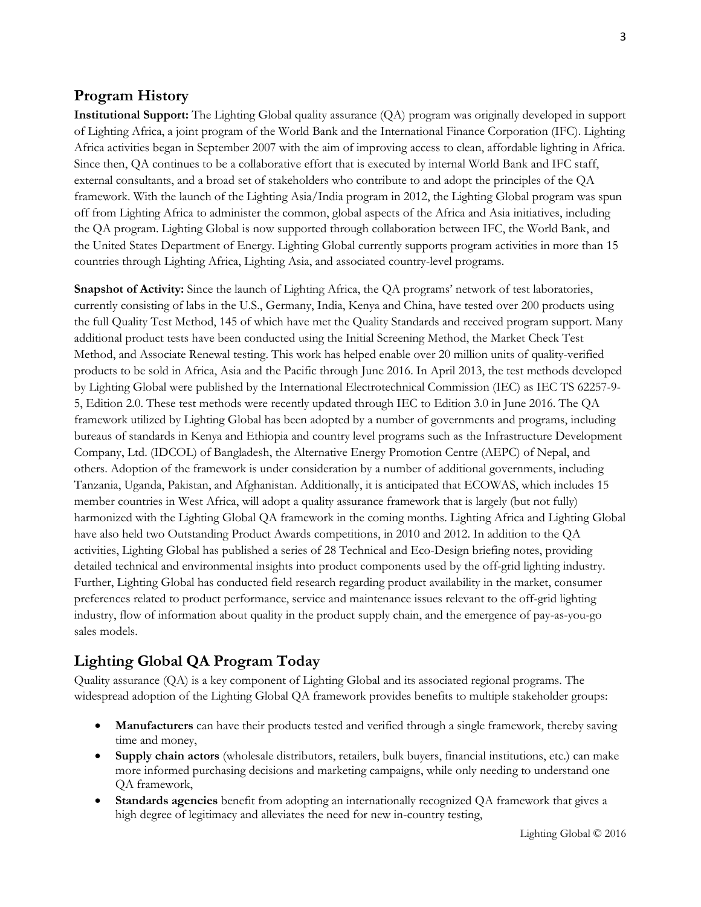## Program History

**Institutional Support:** The Lighting Global quality assurance (QA) program was originally developed in support of Lighting Africa, a joint program of the World Bank and the International Finance Corporation (IFC). Lighting Africa activities began in September 2007 with the aim of improving access to clean, affordable lighting in Africa. Since then, QA continues to be a collaborative effort that is executed by internal World Bank and IFC staff, external consultants, and a broad set of stakeholders who contribute to and adopt the principles of the QA framework. With the launch of the Lighting Asia/India program in 2012, the Lighting Global program was spun off from Lighting Africa to administer the common, global aspects of the Africa and Asia initiatives, including the QA program. Lighting Global is now supported through collaboration between IFC, the World Bank, and the United States Department of Energy. Lighting Global currently supports program activities in more than 15 countries through Lighting Africa, Lighting Asia, and associated country-level programs.

**Snapshot of Activity:** Since the launch of Lighting Africa, the QA programs' network of test laboratories, currently consisting of labs in the U.S., Germany, India, Kenya and China, have tested over 200 products using the full Quality Test Method, 145 of which have met the Quality Standards and received program support. Many additional product tests have been conducted using the Initial Screening Method, the Market Check Test Method, and Associate Renewal testing. This work has helped enable over 20 million units of quality-verified products to be sold in Africa, Asia and the Pacific through June 2016. In April 2013, the test methods developed by Lighting Global were published by the International Electrotechnical Commission (IEC) as IEC TS 62257-9-5, Edition 2.0. These test methods were recently updated through IEC to Edition 3.0 in June 2016. The QA framework utilized by Lighting Global has been adopted by a number of governments and programs, including bureaus of standards in Kenya and Ethiopia and country level programs such as the Infrastructure Development Company, Ltd. (IDCOL) of Bangladesh, the Alternative Energy Promotion Centre (AEPC) of Nepal, and others. Adoption of the framework is under consideration by a number of additional governments, including Tanzania, Uganda, Pakistan, and Afghanistan. Additionally, it is anticipated that ECOWAS, which includes 15 member countries in West Africa, will adopt a quality assurance framework that is largely (but not fully) harmonized with the Lighting Global QA framework in the coming months. Lighting Africa and Lighting Global have also held two Outstanding Product Awards competitions, in 2010 and 2012. In addition to the QA activities, Lighting Global has published a series of 28 Technical and Eco-Design briefing notes, providing detailed technical and environmental insights into product components used by the off-grid lighting industry. Further, Lighting Global has conducted field research regarding product availability in the market, consumer preferences related to product performance, service and maintenance issues relevant to the off-grid lighting industry, flow of information about quality in the product supply chain, and the emergence of pay-as-you-go sales models.

## Lighting Global QA Program Today

Quality assurance (QA) is a key component of Lighting Global and its associated regional programs. The widespread adoption of the Lighting Global QA framework provides benefits to multiple stakeholder groups:

- **Manufacturers** can have their products tested and verified through a single framework, thereby saving time and money,
- **Supply chain actors** (wholesale distributors, retailers, bulk buyers, financial institutions, etc.) can make more informed purchasing decisions and marketing campaigns, while only needing to understand one QA framework,
- **Standards agencies** benefit from adopting an internationally recognized QA framework that gives a high degree of legitimacy and alleviates the need for new in-country testing,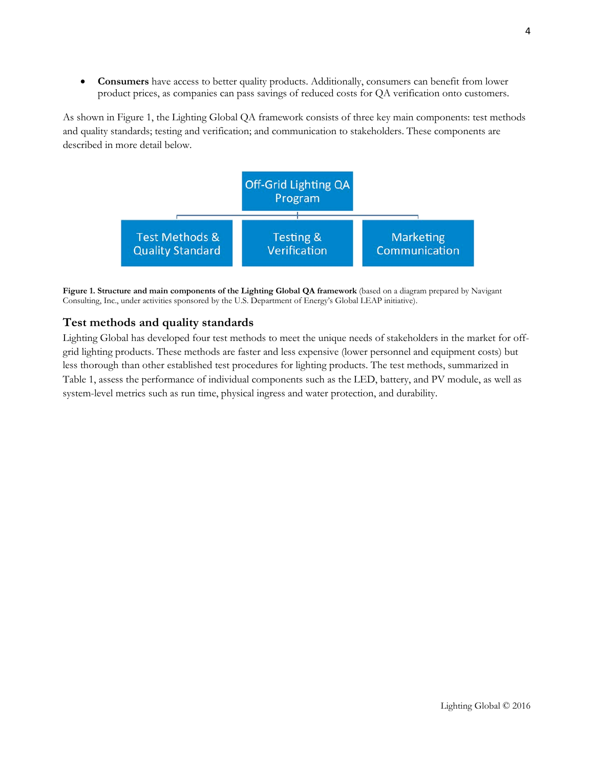- **Consumers** have access to better quality products. Additionally, consumers can benefit from lower product prices, as companies can pass savings of reduced costs for QA verification onto customers.

As shown in Figure 1, the Lighting Global QA framework consists of three key main components: test methods and quality standards; testing and verification; and communication to stakeholders. These components are described in more detail below.

Off-Grid Lighting QA Program

Test Methods & Quality Standard | Testing & Verification | Marketing Communication

**Figure 1. Structure and main components of the Lighting Global QA framework** (based on a diagram prepared by Navigant Consulting, Inc., under activities sponsored by the U.S. Department of Energy's Global LEAP initiative).

## Test methods and quality standards

Lighting Global has developed four test methods to meet the unique needs of stakeholders in the market for off-grid lighting products. These methods are faster and less expensive (lower personnel and equipment costs) but less thorough than other established test procedures for lighting products. The test methods, summarized in Table 1, assess the performance of individual components such as the LED, battery, and PV module, as well as system-level metrics such as run time, physical ingress and water protection, and durability.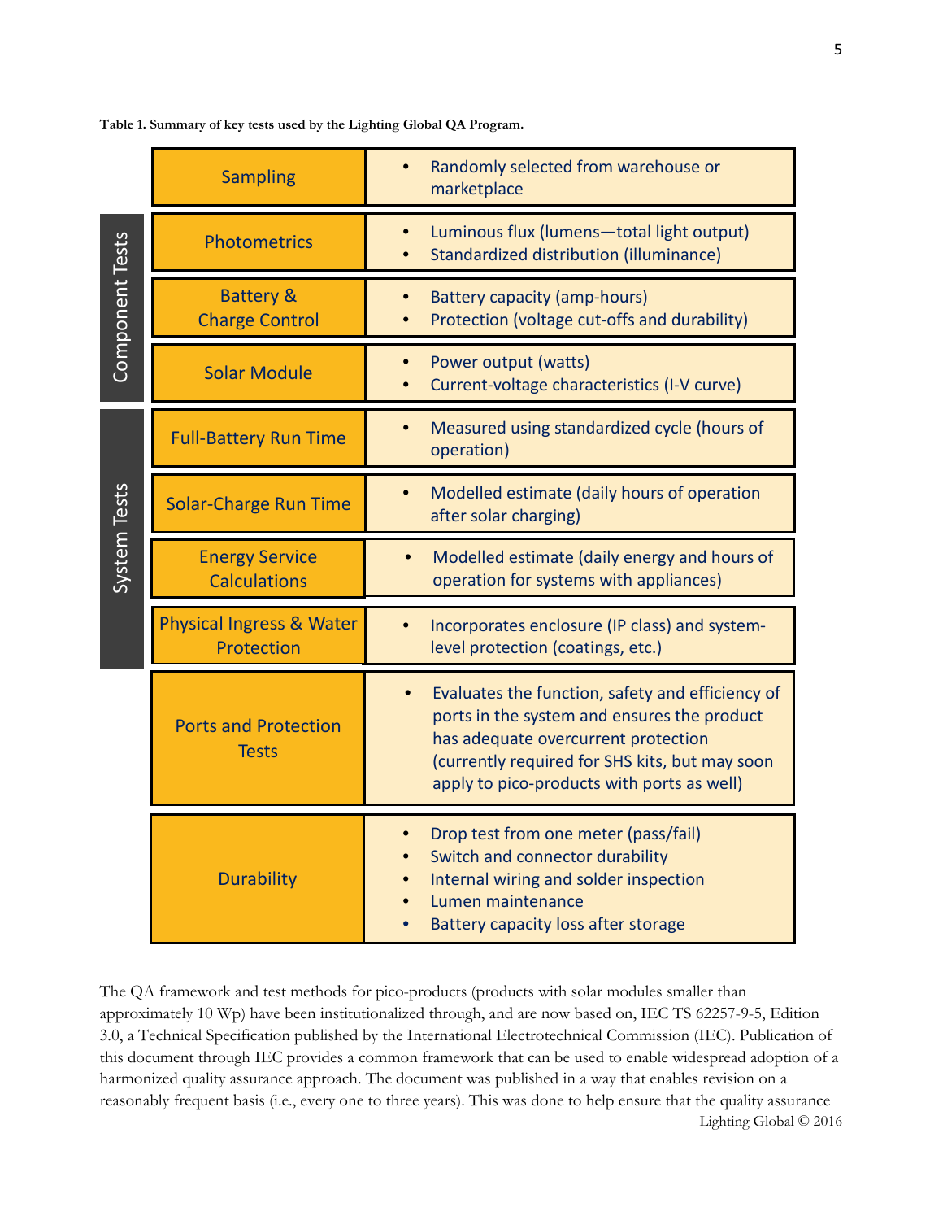**Table 1. Summary of key tests used by the Lighting Global QA Program.**

| Category | Test | Description |
|---|---|---|
| | Sampling | • Randomly selected from warehouse or marketplace |
| Component Tests | Photometrics | • Luminous flux (lumens—total light output)<br>• Standardized distribution (illuminance) |
| Component Tests | Battery & Charge Control | • Battery capacity (amp-hours)<br>• Protection (voltage cut-offs and durability) |
| Component Tests | Solar Module | • Power output (watts)<br>• Current-voltage characteristics (I-V curve) |
| System Tests | Full-Battery Run Time | • Measured using standardized cycle (hours of operation) |
| System Tests | Solar-Charge Run Time | • Modelled estimate (daily hours of operation after solar charging) |
| System Tests | Energy Service Calculations | • Modelled estimate (daily energy and hours of operation for systems with appliances) |
| System Tests | Physical Ingress & Water Protection | • Incorporates enclosure (IP class) and system-level protection (coatings, etc.) |
| | Ports and Protection Tests | • Evaluates the function, safety and efficiency of ports in the system and ensures the product has adequate overcurrent protection (currently required for SHS kits, but may soon apply to pico-products with ports as well) |
| | Durability | • Drop test from one meter (pass/fail)<br>• Switch and connector durability<br>• Internal wiring and solder inspection<br>• Lumen maintenance<br>• Battery capacity loss after storage |

The QA framework and test methods for pico-products (products with solar modules smaller than approximately 10 Wp) have been institutionalized through, and are now based on, IEC TS 62257-9-5, Edition 3.0, a Technical Specification published by the International Electrotechnical Commission (IEC). Publication of this document through IEC provides a common framework that can be used to enable widespread adoption of a harmonized quality assurance approach. The document was published in a way that enables revision on a reasonably frequent basis (i.e., every one to three years). This was done to help ensure that the quality assurance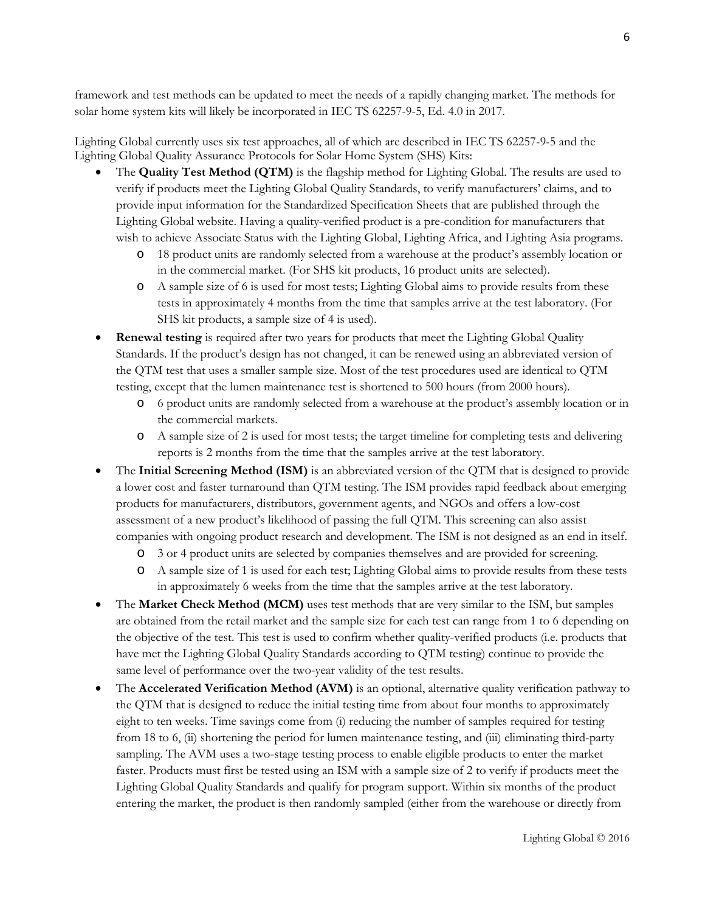framework and test methods can be updated to meet the needs of a rapidly changing market. The methods for solar home system kits will likely be incorporated in IEC TS 62257-9-5, Ed. 4.0 in 2017.

Lighting Global currently uses six test approaches, all of which are described in IEC TS 62257-9-5 and the Lighting Global Quality Assurance Protocols for Solar Home System (SHS) Kits:

- The **Quality Test Method (QTM)** is the flagship method for Lighting Global. The results are used to verify if products meet the Lighting Global Quality Standards, to verify manufacturers' claims, and to provide input information for the Standardized Specification Sheets that are published through the Lighting Global website. Having a quality-verified product is a pre-condition for manufacturers that wish to achieve Associate Status with the Lighting Global, Lighting Africa, and Lighting Asia programs.
  - 18 product units are randomly selected from a warehouse at the product's assembly location or in the commercial market. (For SHS kit products, 16 product units are selected).
  - A sample size of 6 is used for most tests; Lighting Global aims to provide results from these tests in approximately 4 months from the time that samples arrive at the test laboratory. (For SHS kit products, a sample size of 4 is used).
- **Renewal testing** is required after two years for products that meet the Lighting Global Quality Standards. If the product's design has not changed, it can be renewed using an abbreviated version of the QTM test that uses a smaller sample size. Most of the test procedures used are identical to QTM testing, except that the lumen maintenance test is shortened to 500 hours (from 2000 hours).
  - 6 product units are randomly selected from a warehouse at the product's assembly location or in the commercial markets.
  - A sample size of 2 is used for most tests; the target timeline for completing tests and delivering reports is 2 months from the time that the samples arrive at the test laboratory.
- The **Initial Screening Method (ISM)** is an abbreviated version of the QTM that is designed to provide a lower cost and faster turnaround than QTM testing. The ISM provides rapid feedback about emerging products for manufacturers, distributors, government agents, and NGOs and offers a low-cost assessment of a new product's likelihood of passing the full QTM. This screening can also assist companies with ongoing product research and development. The ISM is not designed as an end in itself.
  - 3 or 4 product units are selected by companies themselves and are provided for screening.
  - A sample size of 1 is used for each test; Lighting Global aims to provide results from these tests in approximately 6 weeks from the time that the samples arrive at the test laboratory.
- The **Market Check Method (MCM)** uses test methods that are very similar to the ISM, but samples are obtained from the retail market and the sample size for each test can range from 1 to 6 depending on the objective of the test. This test is used to confirm whether quality-verified products (i.e. products that have met the Lighting Global Quality Standards according to QTM testing) continue to provide the same level of performance over the two-year validity of the test results.
- The **Accelerated Verification Method (AVM)** is an optional, alternative quality verification pathway to the QTM that is designed to reduce the initial testing time from about four months to approximately eight to ten weeks. Time savings come from (i) reducing the number of samples required for testing from 18 to 6, (ii) shortening the period for lumen maintenance testing, and (iii) eliminating third-party sampling. The AVM uses a two-stage testing process to enable eligible products to enter the market faster. Products must first be tested using an ISM with a sample size of 2 to verify if products meet the Lighting Global Quality Standards and qualify for program support. Within six months of the product entering the market, the product is then randomly sampled (either from the warehouse or directly from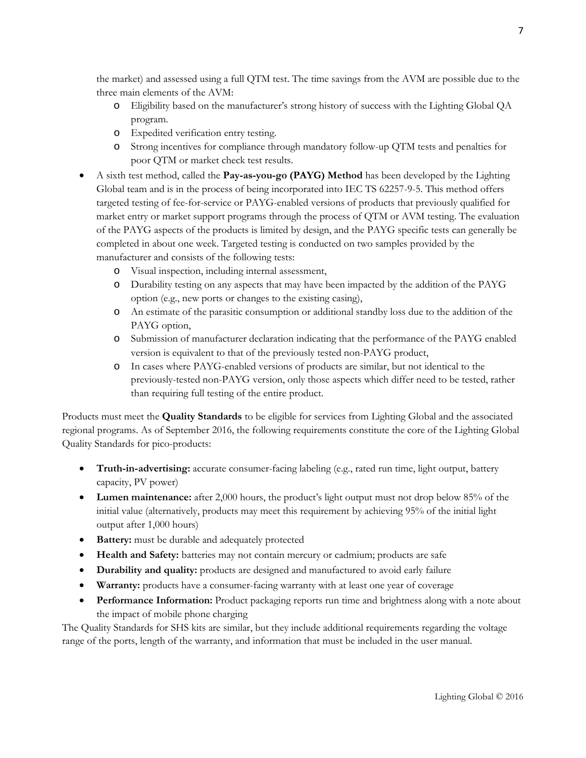the market) and assessed using a full QTM test. The time savings from the AVM are possible due to the three main elements of the AVM:

  - Eligibility based on the manufacturer's strong history of success with the Lighting Global QA program.
  - Expedited verification entry testing.
  - Strong incentives for compliance through mandatory follow-up QTM tests and penalties for poor QTM or market check test results.

- A sixth test method, called the **Pay-as-you-go (PAYG) Method** has been developed by the Lighting Global team and is in the process of being incorporated into IEC TS 62257-9-5. This method offers targeted testing of fee-for-service or PAYG-enabled versions of products that previously qualified for market entry or market support programs through the process of QTM or AVM testing. The evaluation of the PAYG aspects of the products is limited by design, and the PAYG specific tests can generally be completed in about one week. Targeted testing is conducted on two samples provided by the manufacturer and consists of the following tests:
  - Visual inspection, including internal assessment,
  - Durability testing on any aspects that may have been impacted by the addition of the PAYG option (e.g., new ports or changes to the existing casing),
  - An estimate of the parasitic consumption or additional standby loss due to the addition of the PAYG option,
  - Submission of manufacturer declaration indicating that the performance of the PAYG enabled version is equivalent to that of the previously tested non-PAYG product,
  - In cases where PAYG-enabled versions of products are similar, but not identical to the previously-tested non-PAYG version, only those aspects which differ need to be tested, rather than requiring full testing of the entire product.

Products must meet the **Quality Standards** to be eligible for services from Lighting Global and the associated regional programs. As of September 2016, the following requirements constitute the core of the Lighting Global Quality Standards for pico-products:

- **Truth-in-advertising:** accurate consumer-facing labeling (e.g., rated run time, light output, battery capacity, PV power)
- **Lumen maintenance:** after 2,000 hours, the product's light output must not drop below 85% of the initial value (alternatively, products may meet this requirement by achieving 95% of the initial light output after 1,000 hours)
- **Battery:** must be durable and adequately protected
- **Health and Safety:** batteries may not contain mercury or cadmium; products are safe
- **Durability and quality:** products are designed and manufactured to avoid early failure
- **Warranty:** products have a consumer-facing warranty with at least one year of coverage
- **Performance Information:** Product packaging reports run time and brightness along with a note about the impact of mobile phone charging

The Quality Standards for SHS kits are similar, but they include additional requirements regarding the voltage range of the ports, length of the warranty, and information that must be included in the user manual.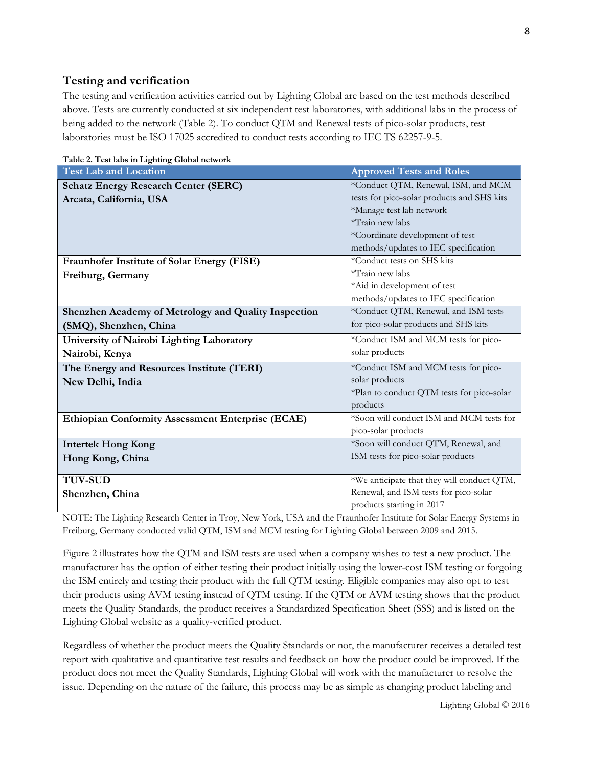## Testing and verification

The testing and verification activities carried out by Lighting Global are based on the test methods described above. Tests are currently conducted at six independent test laboratories, with additional labs in the process of being added to the network (Table 2). To conduct QTM and Renewal tests of pico-solar products, test laboratories must be ISO 17025 accredited to conduct tests according to IEC TS 62257-9-5.

**Table 2. Test labs in Lighting Global network**

| Test Lab and Location | Approved Tests and Roles |
| --- | --- |
| **Schatz Energy Research Center (SERC)**<br>**Arcata, California, USA** | *Conduct QTM, Renewal, ISM, and MCM tests for pico-solar products and SHS kits<br>*Manage test lab network<br>*Train new labs<br>*Coordinate development of test methods/updates to IEC specification |
| **Fraunhofer Institute of Solar Energy (FISE)**<br>**Freiburg, Germany** | *Conduct tests on SHS kits<br>*Train new labs<br>*Aid in development of test methods/updates to IEC specification |
| **Shenzhen Academy of Metrology and Quality Inspection (SMQ), Shenzhen, China** | *Conduct QTM, Renewal, and ISM tests for pico-solar products and SHS kits |
| **University of Nairobi Lighting Laboratory**<br>**Nairobi, Kenya** | *Conduct ISM and MCM tests for pico-solar products |
| **The Energy and Resources Institute (TERI)**<br>**New Delhi, India** | *Conduct ISM and MCM tests for pico-solar products<br>*Plan to conduct QTM tests for pico-solar products |
| **Ethiopian Conformity Assessment Enterprise (ECAE)** | *Soon will conduct ISM and MCM tests for pico-solar products |
| **Intertek Hong Kong**<br>**Hong Kong, China** | *Soon will conduct QTM, Renewal, and ISM tests for pico-solar products |
| **TUV-SUD**<br>**Shenzhen, China** | *We anticipate that they will conduct QTM, Renewal, and ISM tests for pico-solar products starting in 2017 |

NOTE: The Lighting Research Center in Troy, New York, USA and the Fraunhofer Institute for Solar Energy Systems in Freiburg, Germany conducted valid QTM, ISM and MCM testing for Lighting Global between 2009 and 2015.

Figure 2 illustrates how the QTM and ISM tests are used when a company wishes to test a new product. The manufacturer has the option of either testing their product initially using the lower-cost ISM testing or forgoing the ISM entirely and testing their product with the full QTM testing. Eligible companies may also opt to test their products using AVM testing instead of QTM testing. If the QTM or AVM testing shows that the product meets the Quality Standards, the product receives a Standardized Specification Sheet (SSS) and is listed on the Lighting Global website as a quality-verified product.

Regardless of whether the product meets the Quality Standards or not, the manufacturer receives a detailed test report with qualitative and quantitative test results and feedback on how the product could be improved. If the product does not meet the Quality Standards, Lighting Global will work with the manufacturer to resolve the issue. Depending on the nature of the failure, this process may be as simple as changing product labeling and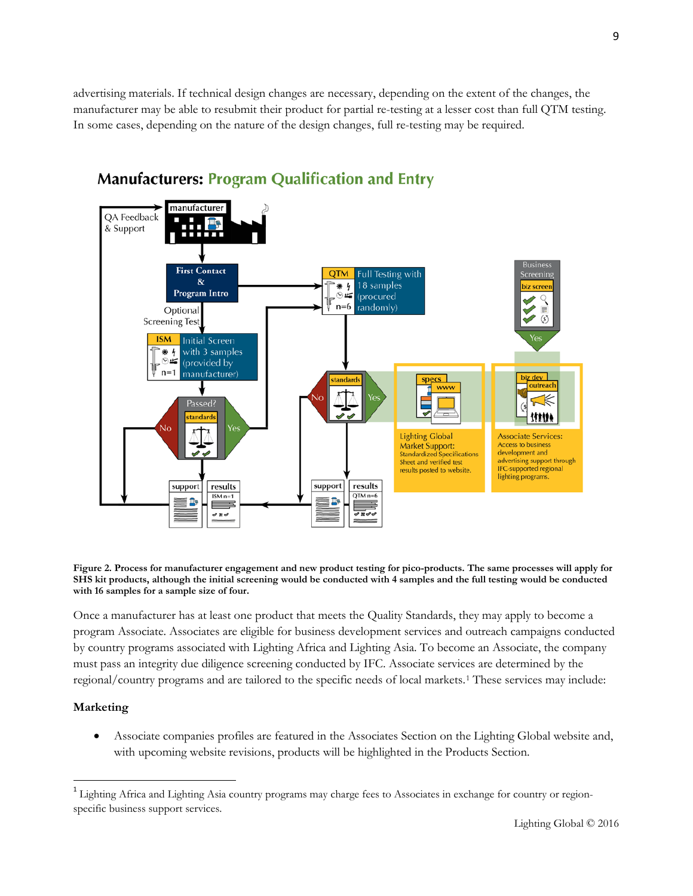advertising materials. If technical design changes are necessary, depending on the extent of the changes, the manufacturer may be able to resubmit their product for partial re-testing at a lesser cost than full QTM testing. In some cases, depending on the nature of the design changes, full re-testing may be required.

**Figure 2. Process for manufacturer engagement and new product testing for pico-products. The same processes will apply for SHS kit products, although the initial screening would be conducted with 4 samples and the full testing would be conducted with 16 samples for a sample size of four.**

Once a manufacturer has at least one product that meets the Quality Standards, they may apply to become a program Associate. Associates are eligible for business development services and outreach campaigns conducted by country programs associated with Lighting Africa and Lighting Asia. To become an Associate, the company must pass an integrity due diligence screening conducted by IFC. Associate services are determined by the regional/country programs and are tailored to the specific needs of local markets.[1] These services may include:

**Marketing**

- Associate companies profiles are featured in the Associates Section on the Lighting Global website and, with upcoming website revisions, products will be highlighted in the Products Section.

[1] Lighting Africa and Lighting Asia country programs may charge fees to Associates in exchange for country or region-specific business support services.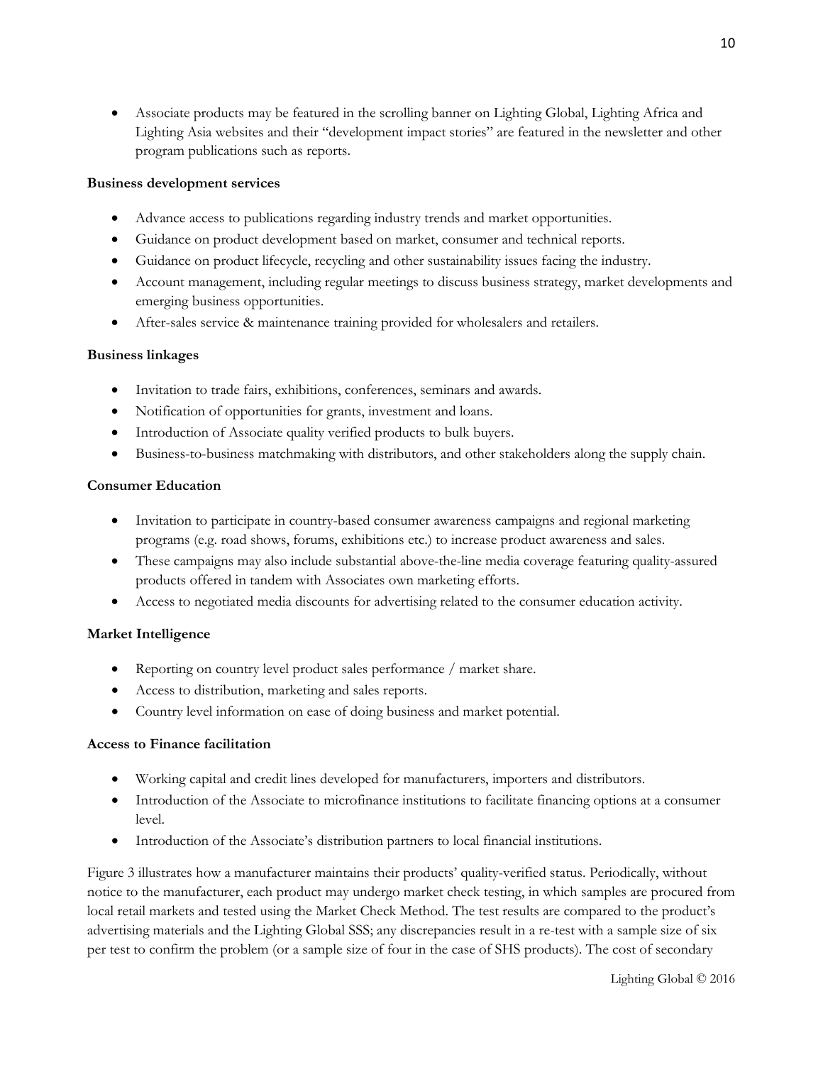- Associate products may be featured in the scrolling banner on Lighting Global, Lighting Africa and Lighting Asia websites and their "development impact stories" are featured in the newsletter and other program publications such as reports.

**Business development services**

- Advance access to publications regarding industry trends and market opportunities.
- Guidance on product development based on market, consumer and technical reports.
- Guidance on product lifecycle, recycling and other sustainability issues facing the industry.
- Account management, including regular meetings to discuss business strategy, market developments and emerging business opportunities.
- After-sales service & maintenance training provided for wholesalers and retailers.

**Business linkages**

- Invitation to trade fairs, exhibitions, conferences, seminars and awards.
- Notification of opportunities for grants, investment and loans.
- Introduction of Associate quality verified products to bulk buyers.
- Business-to-business matchmaking with distributors, and other stakeholders along the supply chain.

**Consumer Education**

- Invitation to participate in country-based consumer awareness campaigns and regional marketing programs (e.g. road shows, forums, exhibitions etc.) to increase product awareness and sales.
- These campaigns may also include substantial above-the-line media coverage featuring quality-assured products offered in tandem with Associates own marketing efforts.
- Access to negotiated media discounts for advertising related to the consumer education activity.

**Market Intelligence**

- Reporting on country level product sales performance / market share.
- Access to distribution, marketing and sales reports.
- Country level information on ease of doing business and market potential.

**Access to Finance facilitation**

- Working capital and credit lines developed for manufacturers, importers and distributors.
- Introduction of the Associate to microfinance institutions to facilitate financing options at a consumer level.
- Introduction of the Associate's distribution partners to local financial institutions.

Figure 3 illustrates how a manufacturer maintains their products' quality-verified status. Periodically, without notice to the manufacturer, each product may undergo market check testing, in which samples are procured from local retail markets and tested using the Market Check Method. The test results are compared to the product's advertising materials and the Lighting Global SSS; any discrepancies result in a re-test with a sample size of six per test to confirm the problem (or a sample size of four in the case of SHS products). The cost of secondary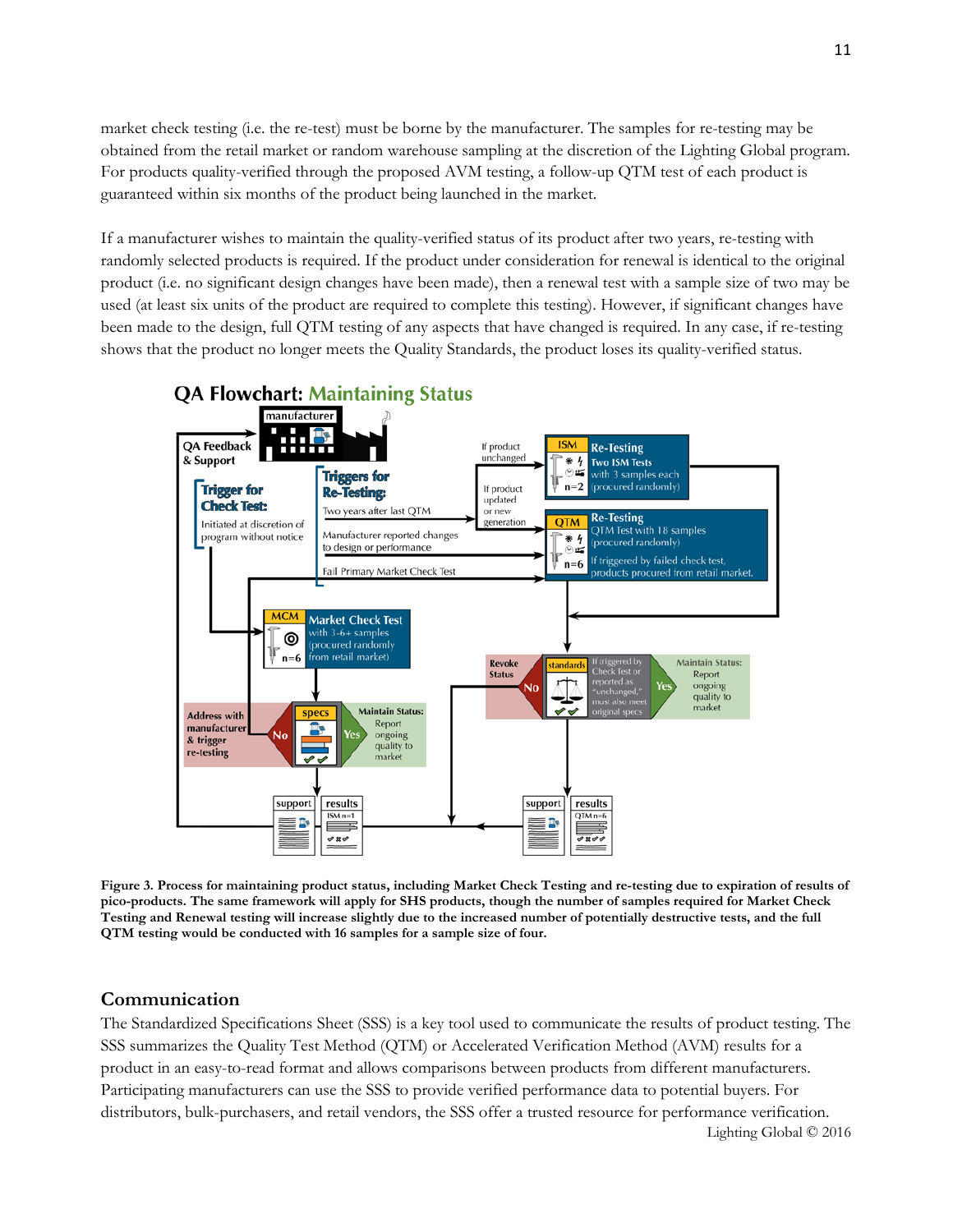market check testing (i.e. the re-test) must be borne by the manufacturer. The samples for re-testing may be obtained from the retail market or random warehouse sampling at the discretion of the Lighting Global program. For products quality-verified through the proposed AVM testing, a follow-up QTM test of each product is guaranteed within six months of the product being launched in the market.

If a manufacturer wishes to maintain the quality-verified status of its product after two years, re-testing with randomly selected products is required. If the product under consideration for renewal is identical to the original product (i.e. no significant design changes have been made), then a renewal test with a sample size of two may be used (at least six units of the product are required to complete this testing). However, if significant changes have been made to the design, full QTM testing of any aspects that have changed is required. In any case, if re-testing shows that the product no longer meets the Quality Standards, the product loses its quality-verified status.

**QA Flowchart: Maintaining Status**

manufacturer

QA Feedback & Support

Trigger for Check Test: Initiated at discretion of program without notice

Triggers for Re-Testing: Two years after last QTM; Manufacturer reported changes to design or performance; Fail Primary Market Check Test

If product unchanged → ISM Re-Testing: Two ISM Tests with 3 samples each (procured randomly), n=2

If product updated or new generation → QTM Re-Testing: QTM Test with 18 samples (procured randomly). If triggered by failed check test, products procured from retail market. n=6

MCM Market Check Test with 3-6+ samples (procured randomly from retail market), n=6

specs — No: Address with manufacturer & trigger re-testing; Yes: Maintain Status: Report ongoing quality to market

standards — If triggered by Check Test or reported as "unchanged," must also meet original specs. No: Revoke Status; Yes: Maintain Status: Report ongoing quality to market

support | results (ISM n=1)

support | results (QTM n=6)

**Figure 3. Process for maintaining product status, including Market Check Testing and re-testing due to expiration of results of pico-products. The same framework will apply for SHS products, though the number of samples required for Market Check Testing and Renewal testing will increase slightly due to the increased number of potentially destructive tests, and the full QTM testing would be conducted with 16 samples for a sample size of four.**

## Communication

The Standardized Specifications Sheet (SSS) is a key tool used to communicate the results of product testing. The SSS summarizes the Quality Test Method (QTM) or Accelerated Verification Method (AVM) results for a product in an easy-to-read format and allows comparisons between products from different manufacturers. Participating manufacturers can use the SSS to provide verified performance data to potential buyers. For distributors, bulk-purchasers, and retail vendors, the SSS offer a trusted resource for performance verification.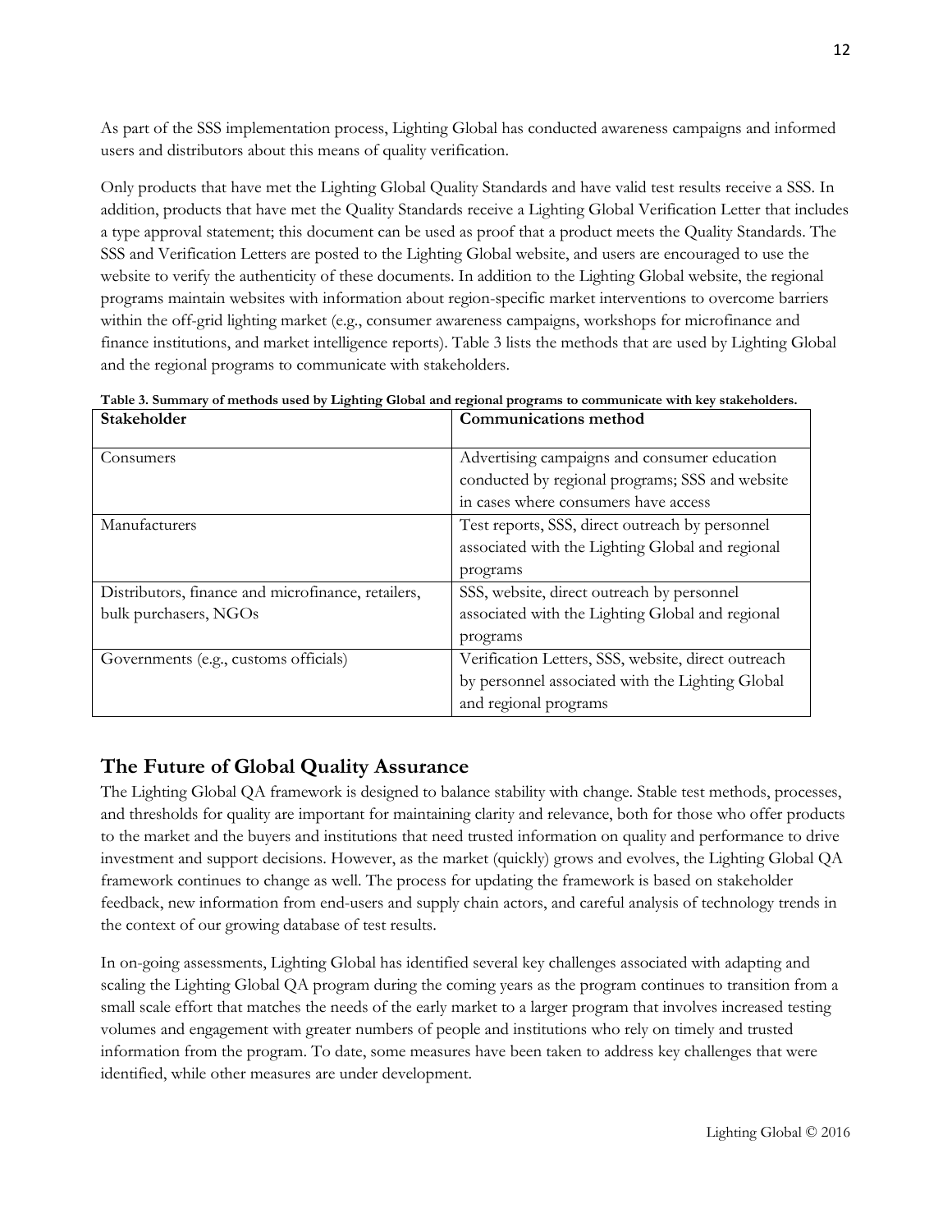As part of the SSS implementation process, Lighting Global has conducted awareness campaigns and informed users and distributors about this means of quality verification.

Only products that have met the Lighting Global Quality Standards and have valid test results receive a SSS. In addition, products that have met the Quality Standards receive a Lighting Global Verification Letter that includes a type approval statement; this document can be used as proof that a product meets the Quality Standards. The SSS and Verification Letters are posted to the Lighting Global website, and users are encouraged to use the website to verify the authenticity of these documents. In addition to the Lighting Global website, the regional programs maintain websites with information about region-specific market interventions to overcome barriers within the off-grid lighting market (e.g., consumer awareness campaigns, workshops for microfinance and finance institutions, and market intelligence reports). Table 3 lists the methods that are used by Lighting Global and the regional programs to communicate with stakeholders.

**Table 3. Summary of methods used by Lighting Global and regional programs to communicate with key stakeholders.**

| Stakeholder | Communications method |
|---|---|
| Consumers | Advertising campaigns and consumer education conducted by regional programs; SSS and website in cases where consumers have access |
| Manufacturers | Test reports, SSS, direct outreach by personnel associated with the Lighting Global and regional programs |
| Distributors, finance and microfinance, retailers, bulk purchasers, NGOs | SSS, website, direct outreach by personnel associated with the Lighting Global and regional programs |
| Governments (e.g., customs officials) | Verification Letters, SSS, website, direct outreach by personnel associated with the Lighting Global and regional programs |

## The Future of Global Quality Assurance

The Lighting Global QA framework is designed to balance stability with change. Stable test methods, processes, and thresholds for quality are important for maintaining clarity and relevance, both for those who offer products to the market and the buyers and institutions that need trusted information on quality and performance to drive investment and support decisions. However, as the market (quickly) grows and evolves, the Lighting Global QA framework continues to change as well. The process for updating the framework is based on stakeholder feedback, new information from end-users and supply chain actors, and careful analysis of technology trends in the context of our growing database of test results.

In on-going assessments, Lighting Global has identified several key challenges associated with adapting and scaling the Lighting Global QA program during the coming years as the program continues to transition from a small scale effort that matches the needs of the early market to a larger program that involves increased testing volumes and engagement with greater numbers of people and institutions who rely on timely and trusted information from the program. To date, some measures have been taken to address key challenges that were identified, while other measures are under development.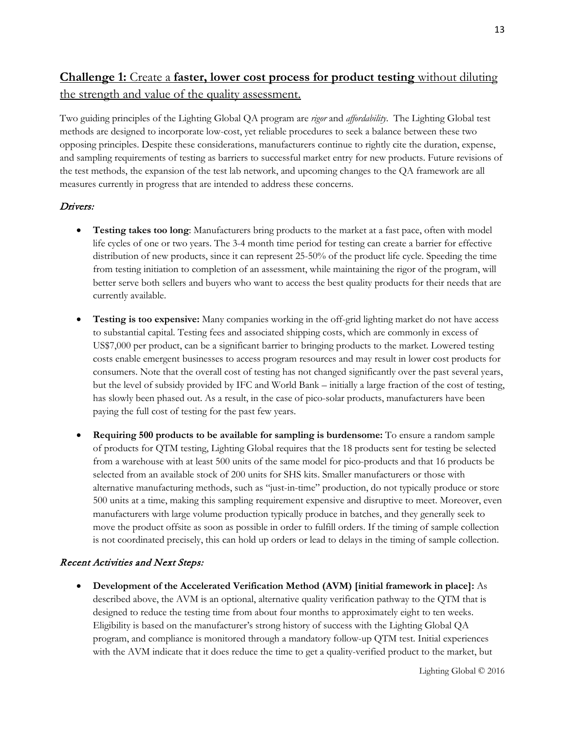## **Challenge 1:** Create a **faster, lower cost process for product testing** without diluting the strength and value of the quality assessment.

Two guiding principles of the Lighting Global QA program are *rigor* and *affordability*. The Lighting Global test methods are designed to incorporate low-cost, yet reliable procedures to seek a balance between these two opposing principles. Despite these considerations, manufacturers continue to rightly cite the duration, expense, and sampling requirements of testing as barriers to successful market entry for new products. Future revisions of the test methods, the expansion of the test lab network, and upcoming changes to the QA framework are all measures currently in progress that are intended to address these concerns.

### *Drivers:*

- **Testing takes too long**: Manufacturers bring products to the market at a fast pace, often with model life cycles of one or two years. The 3-4 month time period for testing can create a barrier for effective distribution of new products, since it can represent 25-50% of the product life cycle. Speeding the time from testing initiation to completion of an assessment, while maintaining the rigor of the program, will better serve both sellers and buyers who want to access the best quality products for their needs that are currently available.
- **Testing is too expensive:** Many companies working in the off-grid lighting market do not have access to substantial capital. Testing fees and associated shipping costs, which are commonly in excess of US$7,000 per product, can be a significant barrier to bringing products to the market. Lowered testing costs enable emergent businesses to access program resources and may result in lower cost products for consumers. Note that the overall cost of testing has not changed significantly over the past several years, but the level of subsidy provided by IFC and World Bank – initially a large fraction of the cost of testing, has slowly been phased out. As a result, in the case of pico-solar products, manufacturers have been paying the full cost of testing for the past few years.
- **Requiring 500 products to be available for sampling is burdensome:** To ensure a random sample of products for QTM testing, Lighting Global requires that the 18 products sent for testing be selected from a warehouse with at least 500 units of the same model for pico-products and that 16 products be selected from an available stock of 200 units for SHS kits. Smaller manufacturers or those with alternative manufacturing methods, such as "just-in-time" production, do not typically produce or store 500 units at a time, making this sampling requirement expensive and disruptive to meet. Moreover, even manufacturers with large volume production typically produce in batches, and they generally seek to move the product offsite as soon as possible in order to fulfill orders. If the timing of sample collection is not coordinated precisely, this can hold up orders or lead to delays in the timing of sample collection.

### *Recent Activities and Next Steps:*

- **Development of the Accelerated Verification Method (AVM) [initial framework in place]:** As described above, the AVM is an optional, alternative quality verification pathway to the QTM that is designed to reduce the testing time from about four months to approximately eight to ten weeks. Eligibility is based on the manufacturer's strong history of success with the Lighting Global QA program, and compliance is monitored through a mandatory follow-up QTM test. Initial experiences with the AVM indicate that it does reduce the time to get a quality-verified product to the market, but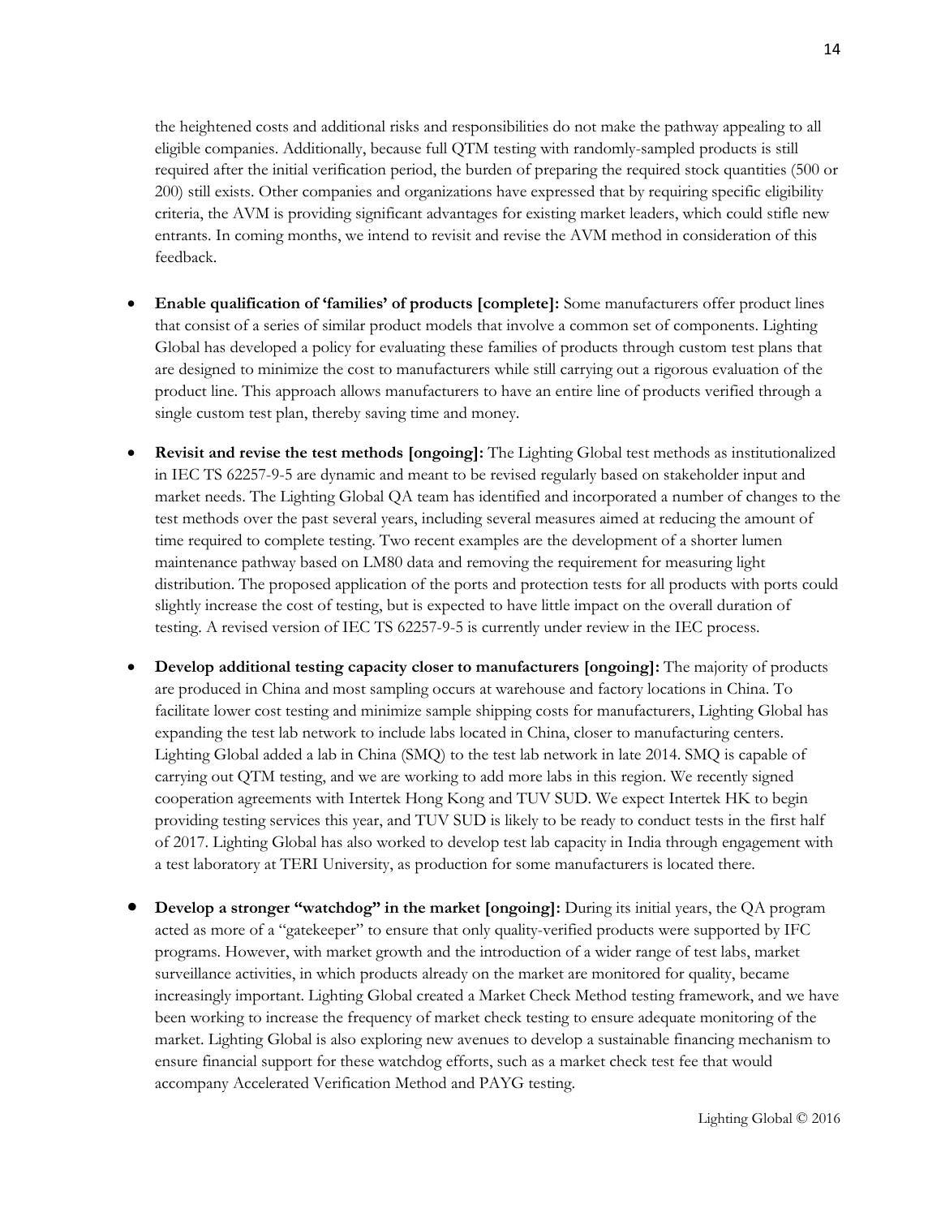the heightened costs and additional risks and responsibilities do not make the pathway appealing to all eligible companies. Additionally, because full QTM testing with randomly-sampled products is still required after the initial verification period, the burden of preparing the required stock quantities (500 or 200) still exists. Other companies and organizations have expressed that by requiring specific eligibility criteria, the AVM is providing significant advantages for existing market leaders, which could stifle new entrants. In coming months, we intend to revisit and revise the AVM method in consideration of this feedback.

- **Enable qualification of 'families' of products [complete]:** Some manufacturers offer product lines that consist of a series of similar product models that involve a common set of components. Lighting Global has developed a policy for evaluating these families of products through custom test plans that are designed to minimize the cost to manufacturers while still carrying out a rigorous evaluation of the product line. This approach allows manufacturers to have an entire line of products verified through a single custom test plan, thereby saving time and money.

- **Revisit and revise the test methods [ongoing]:** The Lighting Global test methods as institutionalized in IEC TS 62257-9-5 are dynamic and meant to be revised regularly based on stakeholder input and market needs. The Lighting Global QA team has identified and incorporated a number of changes to the test methods over the past several years, including several measures aimed at reducing the amount of time required to complete testing. Two recent examples are the development of a shorter lumen maintenance pathway based on LM80 data and removing the requirement for measuring light distribution. The proposed application of the ports and protection tests for all products with ports could slightly increase the cost of testing, but is expected to have little impact on the overall duration of testing. A revised version of IEC TS 62257-9-5 is currently under review in the IEC process.

- **Develop additional testing capacity closer to manufacturers [ongoing]:** The majority of products are produced in China and most sampling occurs at warehouse and factory locations in China. To facilitate lower cost testing and minimize sample shipping costs for manufacturers, Lighting Global has expanding the test lab network to include labs located in China, closer to manufacturing centers. Lighting Global added a lab in China (SMQ) to the test lab network in late 2014. SMQ is capable of carrying out QTM testing, and we are working to add more labs in this region. We recently signed cooperation agreements with Intertek Hong Kong and TUV SUD. We expect Intertek HK to begin providing testing services this year, and TUV SUD is likely to be ready to conduct tests in the first half of 2017. Lighting Global has also worked to develop test lab capacity in India through engagement with a test laboratory at TERI University, as production for some manufacturers is located there.

- **Develop a stronger "watchdog" in the market [ongoing]:** During its initial years, the QA program acted as more of a "gatekeeper" to ensure that only quality-verified products were supported by IFC programs. However, with market growth and the introduction of a wider range of test labs, market surveillance activities, in which products already on the market are monitored for quality, became increasingly important. Lighting Global created a Market Check Method testing framework, and we have been working to increase the frequency of market check testing to ensure adequate monitoring of the market. Lighting Global is also exploring new avenues to develop a sustainable financing mechanism to ensure financial support for these watchdog efforts, such as a market check test fee that would accompany Accelerated Verification Method and PAYG testing.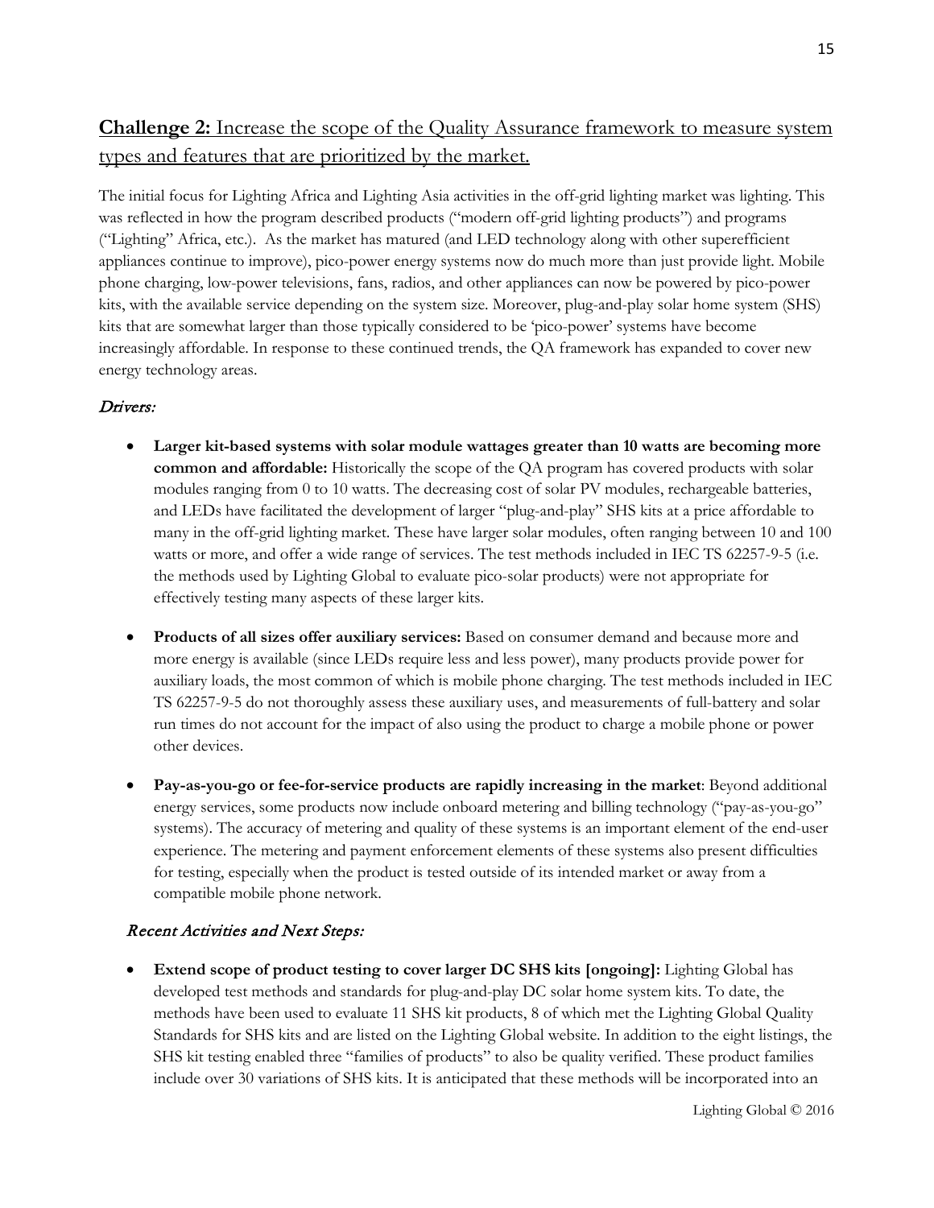## **Challenge 2:** Increase the scope of the Quality Assurance framework to measure system types and features that are prioritized by the market.

The initial focus for Lighting Africa and Lighting Asia activities in the off-grid lighting market was lighting. This was reflected in how the program described products ("modern off-grid lighting products") and programs ("Lighting" Africa, etc.). As the market has matured (and LED technology along with other superefficient appliances continue to improve), pico-power energy systems now do much more than just provide light. Mobile phone charging, low-power televisions, fans, radios, and other appliances can now be powered by pico-power kits, with the available service depending on the system size. Moreover, plug-and-play solar home system (SHS) kits that are somewhat larger than those typically considered to be 'pico-power' systems have become increasingly affordable. In response to these continued trends, the QA framework has expanded to cover new energy technology areas.

### *Drivers:*

- **Larger kit-based systems with solar module wattages greater than 10 watts are becoming more common and affordable:** Historically the scope of the QA program has covered products with solar modules ranging from 0 to 10 watts. The decreasing cost of solar PV modules, rechargeable batteries, and LEDs have facilitated the development of larger "plug-and-play" SHS kits at a price affordable to many in the off-grid lighting market. These have larger solar modules, often ranging between 10 and 100 watts or more, and offer a wide range of services. The test methods included in IEC TS 62257-9-5 (i.e. the methods used by Lighting Global to evaluate pico-solar products) were not appropriate for effectively testing many aspects of these larger kits.

- **Products of all sizes offer auxiliary services:** Based on consumer demand and because more and more energy is available (since LEDs require less and less power), many products provide power for auxiliary loads, the most common of which is mobile phone charging. The test methods included in IEC TS 62257-9-5 do not thoroughly assess these auxiliary uses, and measurements of full-battery and solar run times do not account for the impact of also using the product to charge a mobile phone or power other devices.

- **Pay-as-you-go or fee-for-service products are rapidly increasing in the market**: Beyond additional energy services, some products now include onboard metering and billing technology ("pay-as-you-go" systems). The accuracy of metering and quality of these systems is an important element of the end-user experience. The metering and payment enforcement elements of these systems also present difficulties for testing, especially when the product is tested outside of its intended market or away from a compatible mobile phone network.

### *Recent Activities and Next Steps:*

- **Extend scope of product testing to cover larger DC SHS kits [ongoing]:** Lighting Global has developed test methods and standards for plug-and-play DC solar home system kits. To date, the methods have been used to evaluate 11 SHS kit products, 8 of which met the Lighting Global Quality Standards for SHS kits and are listed on the Lighting Global website. In addition to the eight listings, the SHS kit testing enabled three "families of products" to also be quality verified. These product families include over 30 variations of SHS kits. It is anticipated that these methods will be incorporated into an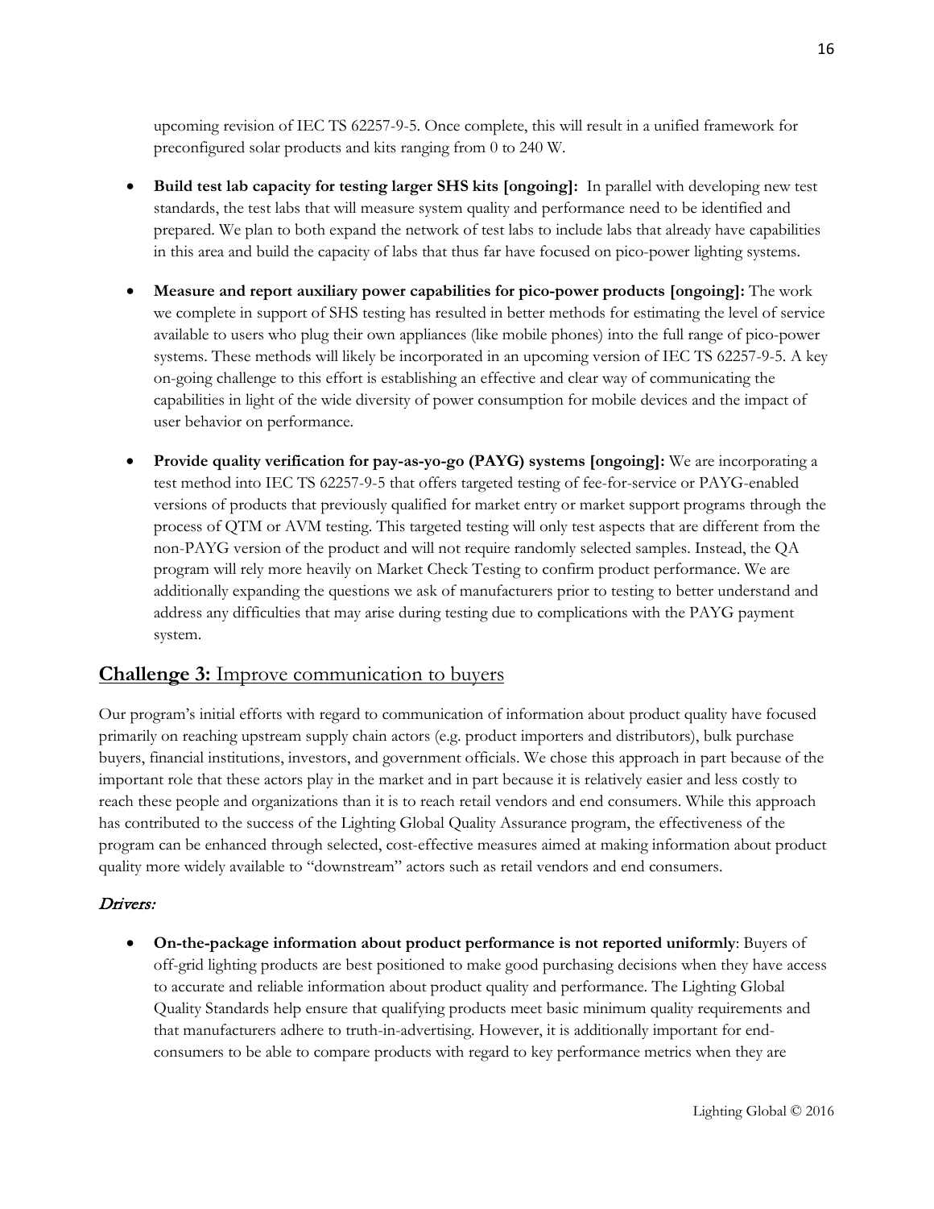upcoming revision of IEC TS 62257-9-5. Once complete, this will result in a unified framework for preconfigured solar products and kits ranging from 0 to 240 W.

- **Build test lab capacity for testing larger SHS kits [ongoing]:** In parallel with developing new test standards, the test labs that will measure system quality and performance need to be identified and prepared. We plan to both expand the network of test labs to include labs that already have capabilities in this area and build the capacity of labs that thus far have focused on pico-power lighting systems.

- **Measure and report auxiliary power capabilities for pico-power products [ongoing]:** The work we complete in support of SHS testing has resulted in better methods for estimating the level of service available to users who plug their own appliances (like mobile phones) into the full range of pico-power systems. These methods will likely be incorporated in an upcoming version of IEC TS 62257-9-5. A key on-going challenge to this effort is establishing an effective and clear way of communicating the capabilities in light of the wide diversity of power consumption for mobile devices and the impact of user behavior on performance.

- **Provide quality verification for pay-as-yo-go (PAYG) systems [ongoing]:** We are incorporating a test method into IEC TS 62257-9-5 that offers targeted testing of fee-for-service or PAYG-enabled versions of products that previously qualified for market entry or market support programs through the process of QTM or AVM testing. This targeted testing will only test aspects that are different from the non-PAYG version of the product and will not require randomly selected samples. Instead, the QA program will rely more heavily on Market Check Testing to confirm product performance. We are additionally expanding the questions we ask of manufacturers prior to testing to better understand and address any difficulties that may arise during testing due to complications with the PAYG payment system.

## Challenge 3: Improve communication to buyers

Our program's initial efforts with regard to communication of information about product quality have focused primarily on reaching upstream supply chain actors (e.g. product importers and distributors), bulk purchase buyers, financial institutions, investors, and government officials. We chose this approach in part because of the important role that these actors play in the market and in part because it is relatively easier and less costly to reach these people and organizations than it is to reach retail vendors and end consumers. While this approach has contributed to the success of the Lighting Global Quality Assurance program, the effectiveness of the program can be enhanced through selected, cost-effective measures aimed at making information about product quality more widely available to "downstream" actors such as retail vendors and end consumers.

### *Drivers:*

- **On-the-package information about product performance is not reported uniformly**: Buyers of off-grid lighting products are best positioned to make good purchasing decisions when they have access to accurate and reliable information about product quality and performance. The Lighting Global Quality Standards help ensure that qualifying products meet basic minimum quality requirements and that manufacturers adhere to truth-in-advertising. However, it is additionally important for end-consumers to be able to compare products with regard to key performance metrics when they are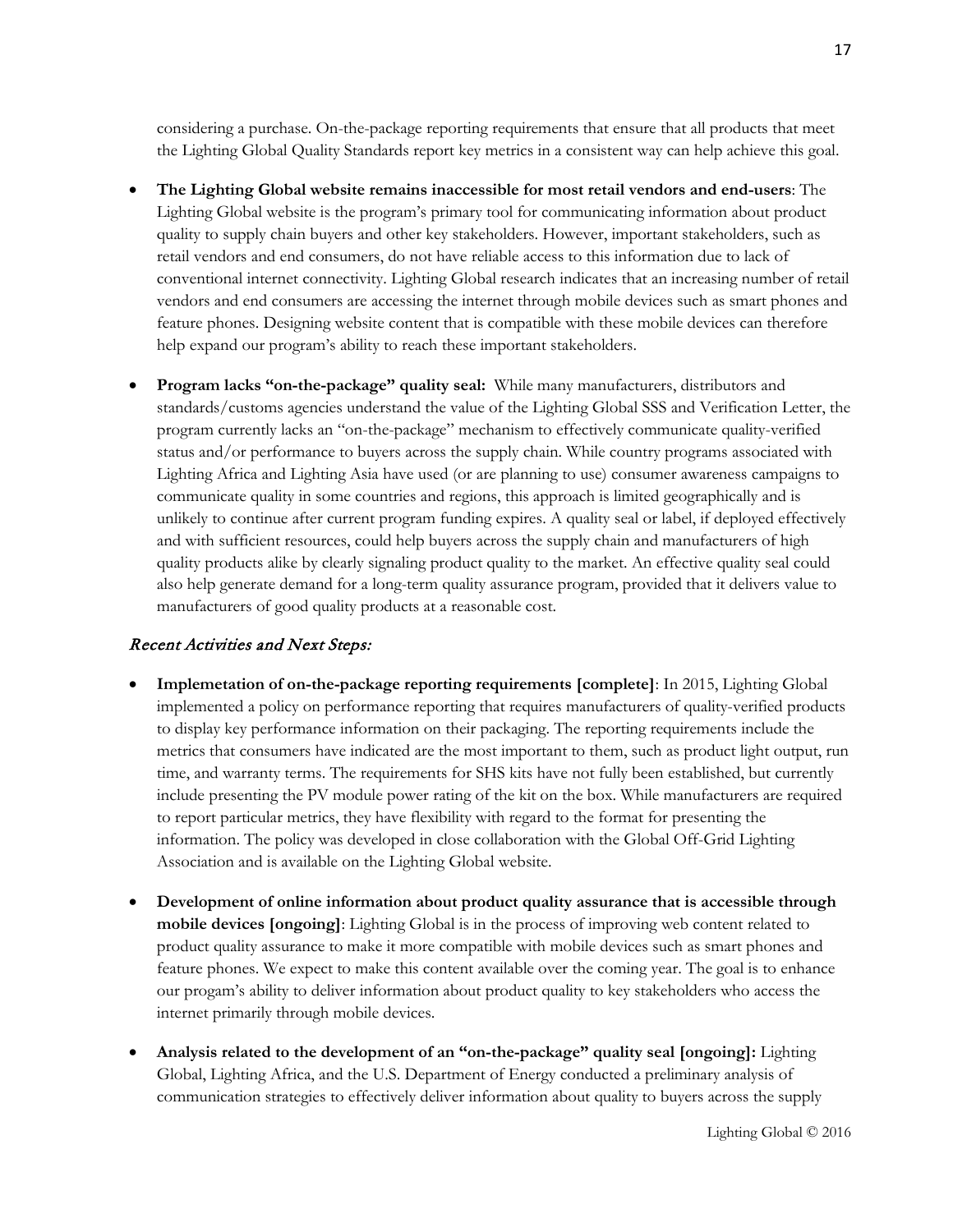considering a purchase. On-the-package reporting requirements that ensure that all products that meet the Lighting Global Quality Standards report key metrics in a consistent way can help achieve this goal.

- **The Lighting Global website remains inaccessible for most retail vendors and end-users**: The Lighting Global website is the program's primary tool for communicating information about product quality to supply chain buyers and other key stakeholders. However, important stakeholders, such as retail vendors and end consumers, do not have reliable access to this information due to lack of conventional internet connectivity. Lighting Global research indicates that an increasing number of retail vendors and end consumers are accessing the internet through mobile devices such as smart phones and feature phones. Designing website content that is compatible with these mobile devices can therefore help expand our program's ability to reach these important stakeholders.

- **Program lacks "on-the-package" quality seal:** While many manufacturers, distributors and standards/customs agencies understand the value of the Lighting Global SSS and Verification Letter, the program currently lacks an "on-the-package" mechanism to effectively communicate quality-verified status and/or performance to buyers across the supply chain. While country programs associated with Lighting Africa and Lighting Asia have used (or are planning to use) consumer awareness campaigns to communicate quality in some countries and regions, this approach is limited geographically and is unlikely to continue after current program funding expires. A quality seal or label, if deployed effectively and with sufficient resources, could help buyers across the supply chain and manufacturers of high quality products alike by clearly signaling product quality to the market. An effective quality seal could also help generate demand for a long-term quality assurance program, provided that it delivers value to manufacturers of good quality products at a reasonable cost.

### *Recent Activities and Next Steps:*

- **Implemetation of on-the-package reporting requirements [complete]**: In 2015, Lighting Global implemented a policy on performance reporting that requires manufacturers of quality-verified products to display key performance information on their packaging. The reporting requirements include the metrics that consumers have indicated are the most important to them, such as product light output, run time, and warranty terms. The requirements for SHS kits have not fully been established, but currently include presenting the PV module power rating of the kit on the box. While manufacturers are required to report particular metrics, they have flexibility with regard to the format for presenting the information. The policy was developed in close collaboration with the Global Off-Grid Lighting Association and is available on the Lighting Global website.

- **Development of online information about product quality assurance that is accessible through mobile devices [ongoing]**: Lighting Global is in the process of improving web content related to product quality assurance to make it more compatible with mobile devices such as smart phones and feature phones. We expect to make this content available over the coming year. The goal is to enhance our progam's ability to deliver information about product quality to key stakeholders who access the internet primarily through mobile devices.

- **Analysis related to the development of an "on-the-package" quality seal [ongoing]:** Lighting Global, Lighting Africa, and the U.S. Department of Energy conducted a preliminary analysis of communication strategies to effectively deliver information about quality to buyers across the supply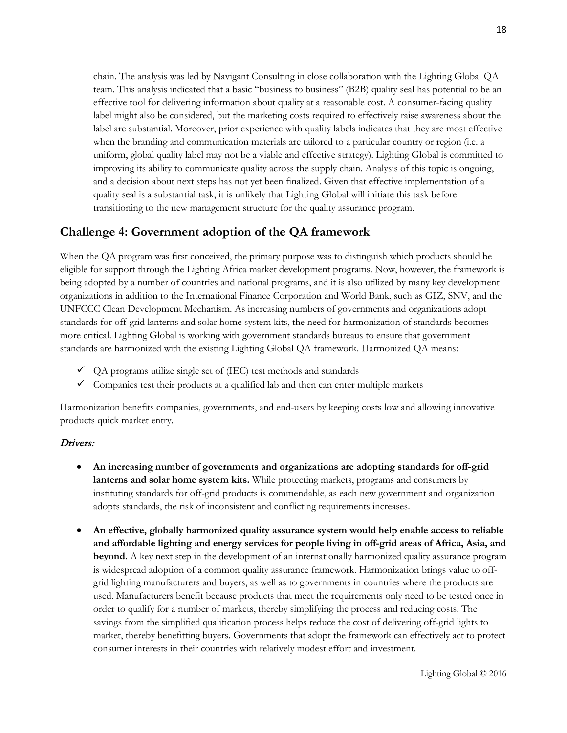chain. The analysis was led by Navigant Consulting in close collaboration with the Lighting Global QA team. This analysis indicated that a basic "business to business" (B2B) quality seal has potential to be an effective tool for delivering information about quality at a reasonable cost. A consumer-facing quality label might also be considered, but the marketing costs required to effectively raise awareness about the label are substantial. Moreover, prior experience with quality labels indicates that they are most effective when the branding and communication materials are tailored to a particular country or region (i.e. a uniform, global quality label may not be a viable and effective strategy). Lighting Global is committed to improving its ability to communicate quality across the supply chain. Analysis of this topic is ongoing, and a decision about next steps has not yet been finalized. Given that effective implementation of a quality seal is a substantial task, it is unlikely that Lighting Global will initiate this task before transitioning to the new management structure for the quality assurance program.

## Challenge 4: Government adoption of the QA framework

When the QA program was first conceived, the primary purpose was to distinguish which products should be eligible for support through the Lighting Africa market development programs. Now, however, the framework is being adopted by a number of countries and national programs, and it is also utilized by many key development organizations in addition to the International Finance Corporation and World Bank, such as GIZ, SNV, and the UNFCCC Clean Development Mechanism. As increasing numbers of governments and organizations adopt standards for off-grid lanterns and solar home system kits, the need for harmonization of standards becomes more critical. Lighting Global is working with government standards bureaus to ensure that government standards are harmonized with the existing Lighting Global QA framework. Harmonized QA means:

- ✓ QA programs utilize single set of (IEC) test methods and standards
- ✓ Companies test their products at a qualified lab and then can enter multiple markets

Harmonization benefits companies, governments, and end-users by keeping costs low and allowing innovative products quick market entry.

### *Drivers:*

- **An increasing number of governments and organizations are adopting standards for off-grid lanterns and solar home system kits.** While protecting markets, programs and consumers by instituting standards for off-grid products is commendable, as each new government and organization adopts standards, the risk of inconsistent and conflicting requirements increases.

- **An effective, globally harmonized quality assurance system would help enable access to reliable and affordable lighting and energy services for people living in off-grid areas of Africa, Asia, and beyond.** A key next step in the development of an internationally harmonized quality assurance program is widespread adoption of a common quality assurance framework. Harmonization brings value to off-grid lighting manufacturers and buyers, as well as to governments in countries where the products are used. Manufacturers benefit because products that meet the requirements only need to be tested once in order to qualify for a number of markets, thereby simplifying the process and reducing costs. The savings from the simplified qualification process helps reduce the cost of delivering off-grid lights to market, thereby benefitting buyers. Governments that adopt the framework can effectively act to protect consumer interests in their countries with relatively modest effort and investment.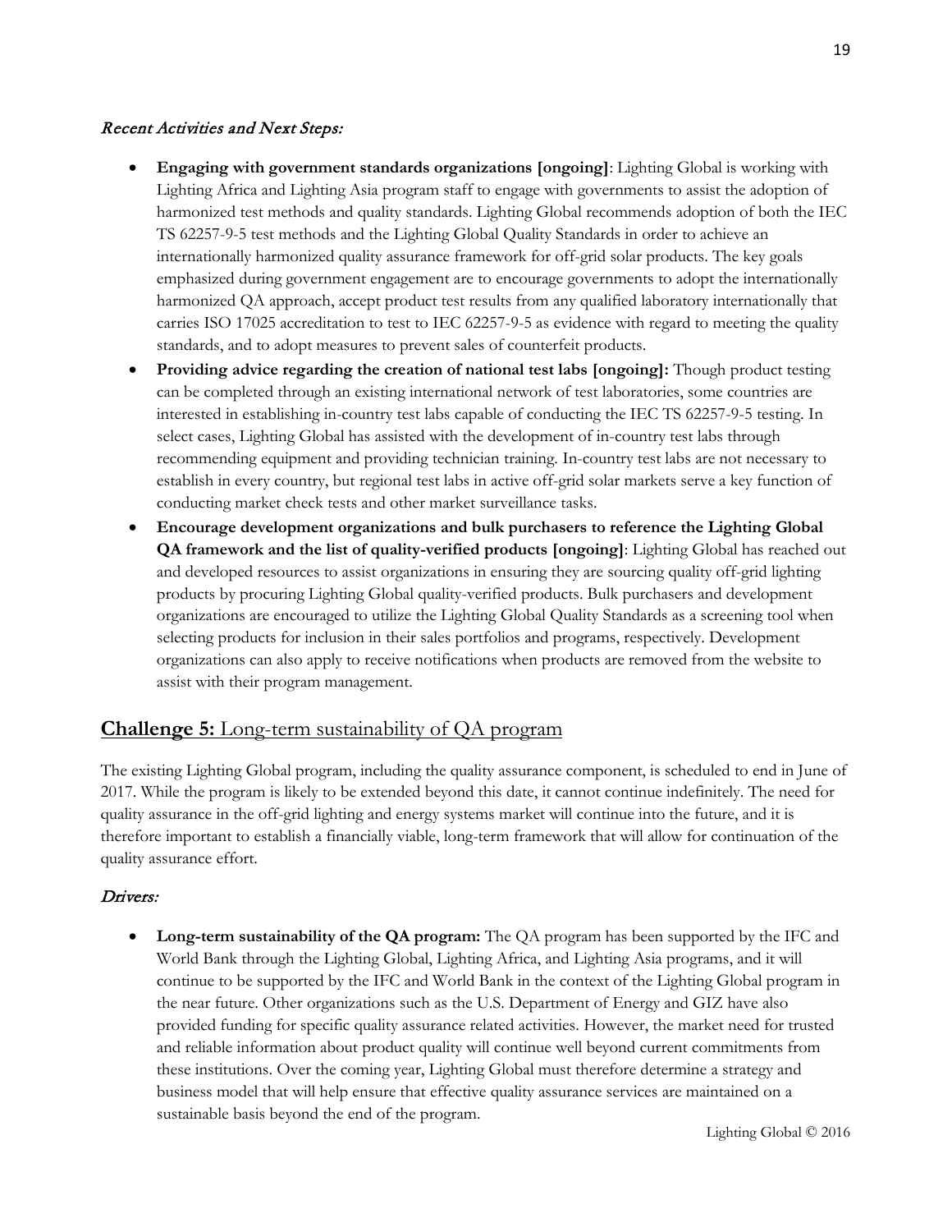*Recent Activities and Next Steps:*

- **Engaging with government standards organizations [ongoing]**: Lighting Global is working with Lighting Africa and Lighting Asia program staff to engage with governments to assist the adoption of harmonized test methods and quality standards. Lighting Global recommends adoption of both the IEC TS 62257-9-5 test methods and the Lighting Global Quality Standards in order to achieve an internationally harmonized quality assurance framework for off-grid solar products. The key goals emphasized during government engagement are to encourage governments to adopt the internationally harmonized QA approach, accept product test results from any qualified laboratory internationally that carries ISO 17025 accreditation to test to IEC 62257-9-5 as evidence with regard to meeting the quality standards, and to adopt measures to prevent sales of counterfeit products.
- **Providing advice regarding the creation of national test labs [ongoing]:** Though product testing can be completed through an existing international network of test laboratories, some countries are interested in establishing in-country test labs capable of conducting the IEC TS 62257-9-5 testing. In select cases, Lighting Global has assisted with the development of in-country test labs through recommending equipment and providing technician training. In-country test labs are not necessary to establish in every country, but regional test labs in active off-grid solar markets serve a key function of conducting market check tests and other market surveillance tasks.
- **Encourage development organizations and bulk purchasers to reference the Lighting Global QA framework and the list of quality-verified products [ongoing]**: Lighting Global has reached out and developed resources to assist organizations in ensuring they are sourcing quality off-grid lighting products by procuring Lighting Global quality-verified products. Bulk purchasers and development organizations are encouraged to utilize the Lighting Global Quality Standards as a screening tool when selecting products for inclusion in their sales portfolios and programs, respectively. Development organizations can also apply to receive notifications when products are removed from the website to assist with their program management.

## **Challenge 5:** Long-term sustainability of QA program

The existing Lighting Global program, including the quality assurance component, is scheduled to end in June of 2017. While the program is likely to be extended beyond this date, it cannot continue indefinitely. The need for quality assurance in the off-grid lighting and energy systems market will continue into the future, and it is therefore important to establish a financially viable, long-term framework that will allow for continuation of the quality assurance effort.

*Drivers:*

- **Long-term sustainability of the QA program:** The QA program has been supported by the IFC and World Bank through the Lighting Global, Lighting Africa, and Lighting Asia programs, and it will continue to be supported by the IFC and World Bank in the context of the Lighting Global program in the near future. Other organizations such as the U.S. Department of Energy and GIZ have also provided funding for specific quality assurance related activities. However, the market need for trusted and reliable information about product quality will continue well beyond current commitments from these institutions. Over the coming year, Lighting Global must therefore determine a strategy and business model that will help ensure that effective quality assurance services are maintained on a sustainable basis beyond the end of the program.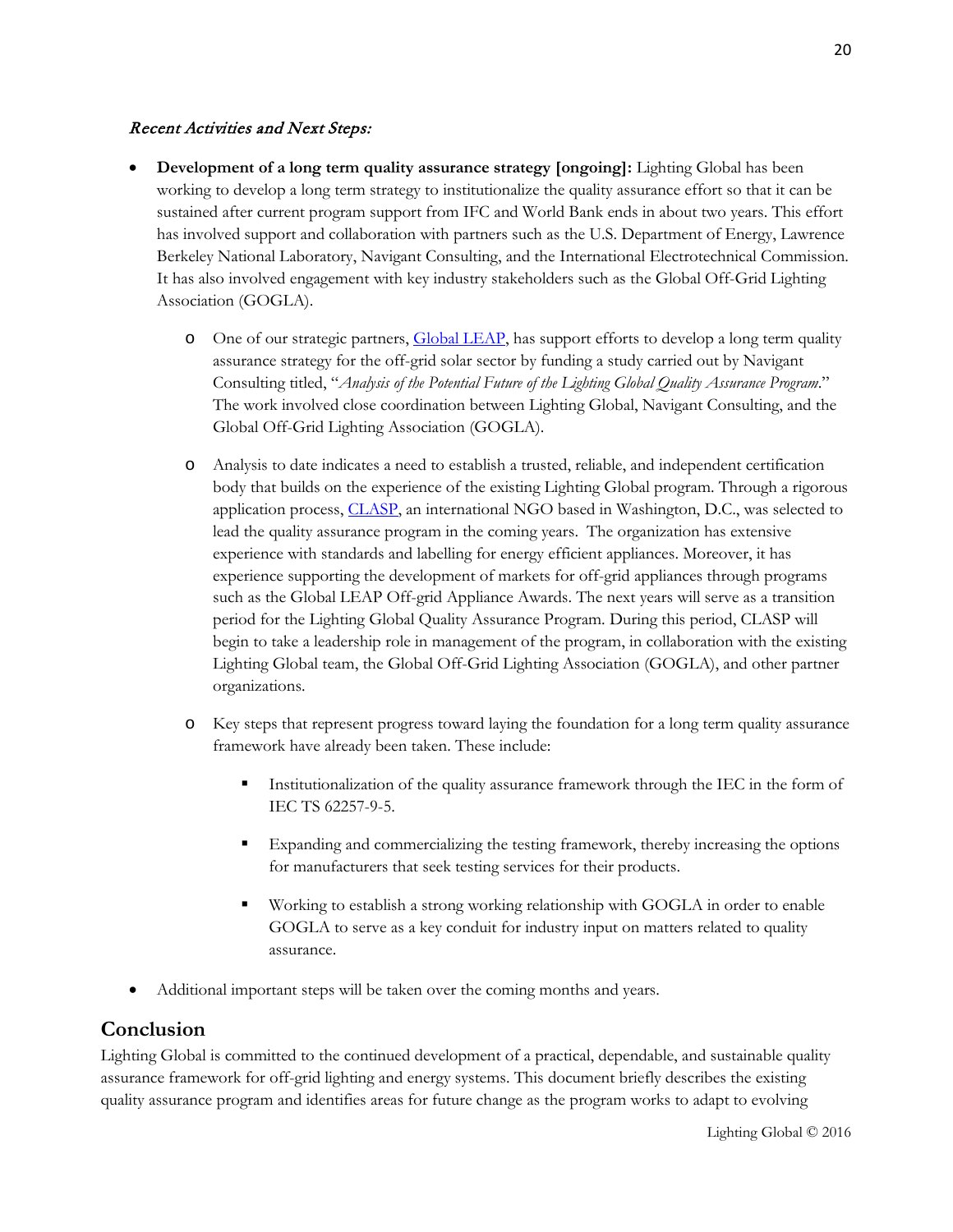*Recent Activities and Next Steps:*

- **Development of a long term quality assurance strategy [ongoing]:** Lighting Global has been working to develop a long term strategy to institutionalize the quality assurance effort so that it can be sustained after current program support from IFC and World Bank ends in about two years. This effort has involved support and collaboration with partners such as the U.S. Department of Energy, Lawrence Berkeley National Laboratory, Navigant Consulting, and the International Electrotechnical Commission. It has also involved engagement with key industry stakeholders such as the Global Off-Grid Lighting Association (GOGLA).
  - One of our strategic partners, [Global LEAP](), has support efforts to develop a long term quality assurance strategy for the off-grid solar sector by funding a study carried out by Navigant Consulting titled, "*Analysis of the Potential Future of the Lighting Global Quality Assurance Program*." The work involved close coordination between Lighting Global, Navigant Consulting, and the Global Off-Grid Lighting Association (GOGLA).
  - Analysis to date indicates a need to establish a trusted, reliable, and independent certification body that builds on the experience of the existing Lighting Global program. Through a rigorous application process, [CLASP](), an international NGO based in Washington, D.C., was selected to lead the quality assurance program in the coming years. The organization has extensive experience with standards and labelling for energy efficient appliances. Moreover, it has experience supporting the development of markets for off-grid appliances through programs such as the Global LEAP Off-grid Appliance Awards. The next years will serve as a transition period for the Lighting Global Quality Assurance Program. During this period, CLASP will begin to take a leadership role in management of the program, in collaboration with the existing Lighting Global team, the Global Off-Grid Lighting Association (GOGLA), and other partner organizations.
  - Key steps that represent progress toward laying the foundation for a long term quality assurance framework have already been taken. These include:
    - Institutionalization of the quality assurance framework through the IEC in the form of IEC TS 62257-9-5.
    - Expanding and commercializing the testing framework, thereby increasing the options for manufacturers that seek testing services for their products.
    - Working to establish a strong working relationship with GOGLA in order to enable GOGLA to serve as a key conduit for industry input on matters related to quality assurance.
- Additional important steps will be taken over the coming months and years.

## Conclusion

Lighting Global is committed to the continued development of a practical, dependable, and sustainable quality assurance framework for off-grid lighting and energy systems. This document briefly describes the existing quality assurance program and identifies areas for future change as the program works to adapt to evolving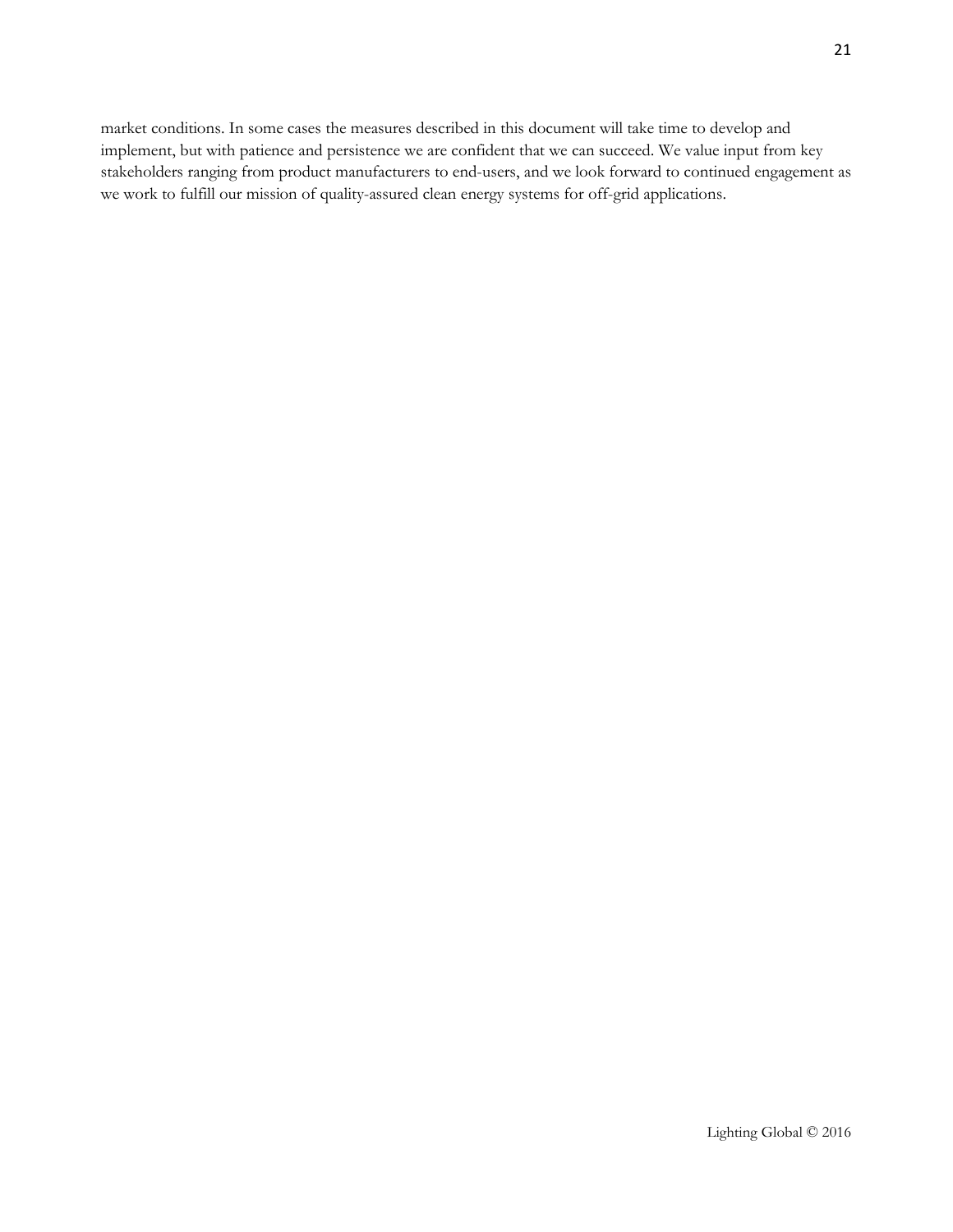market conditions. In some cases the measures described in this document will take time to develop and implement, but with patience and persistence we are confident that we can succeed. We value input from key stakeholders ranging from product manufacturers to end-users, and we look forward to continued engagement as we work to fulfill our mission of quality-assured clean energy systems for off-grid applications.